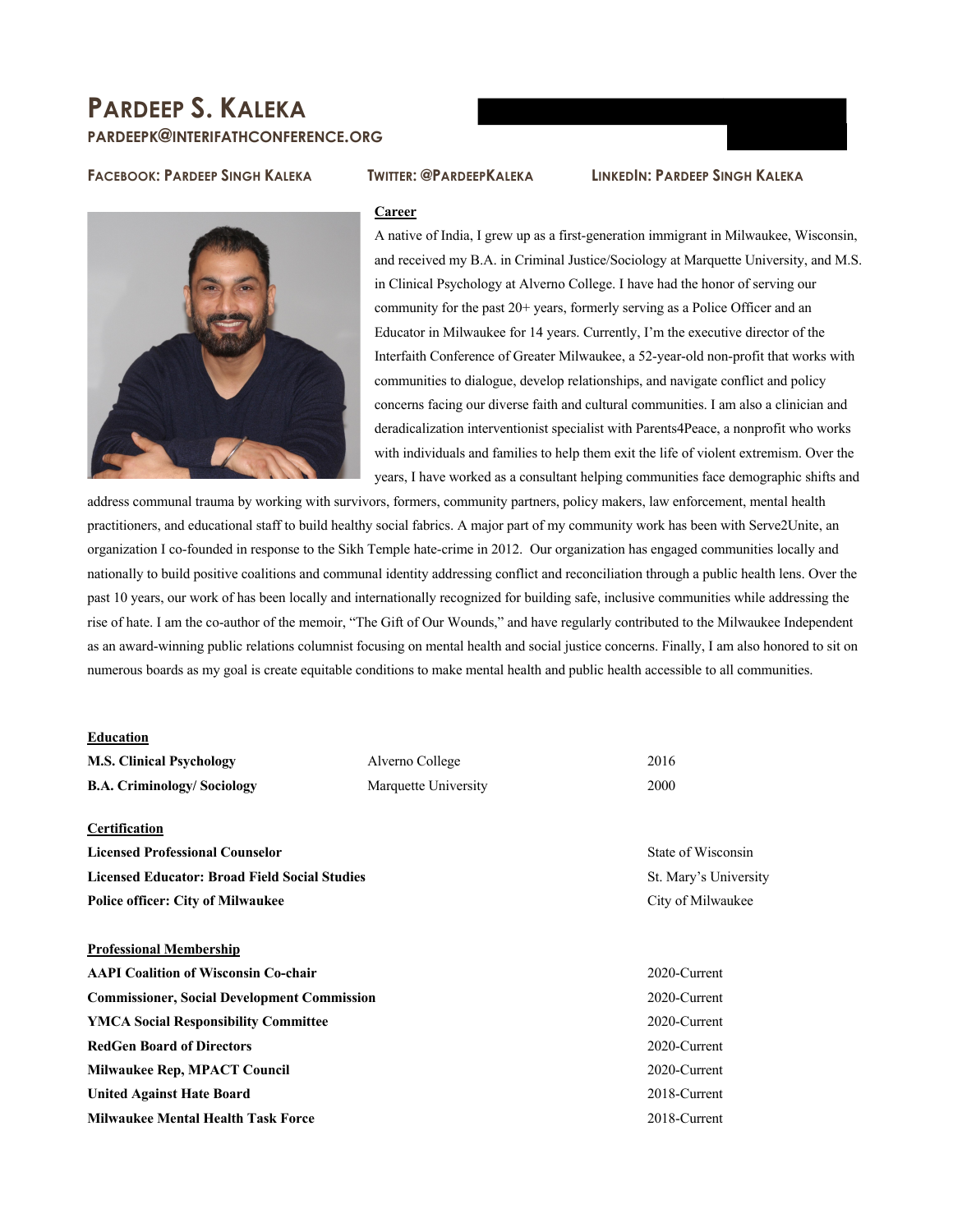# Pardeep S. Kaleka

**PARDEEPK@INTERIFATHCONFERENCE.ORG**

**FACEBOOK: PARDEEP SINGH KALEKA** **TWITTER: @PARDEEPKALEKA** **LINKEDIN: PARDEEP SINGH KALEKA**

**Career**

A native of India, I grew up as a first-generation immigrant in Milwaukee, Wisconsin, and received my B.A. in Criminal Justice/Sociology at Marquette University, and M.S. in Clinical Psychology at Alverno College. I have had the honor of serving our community for the past 20+ years, formerly serving as a Police Officer and an Educator in Milwaukee for 14 years. Currently, I'm the executive director of the Interfaith Conference of Greater Milwaukee, a 52-year-old non-profit that works with communities to dialogue, develop relationships, and navigate conflict and policy concerns facing our diverse faith and cultural communities. I am also a clinician and deradicalization interventionist specialist with Parents4Peace, a nonprofit who works with individuals and families to help them exit the life of violent extremism. Over the years, I have worked as a consultant helping communities face demographic shifts and address communal trauma by working with survivors, formers, community partners, policy makers, law enforcement, mental health practitioners, and educational staff to build healthy social fabrics. A major part of my community work has been with Serve2Unite, an organization I co-founded in response to the Sikh Temple hate-crime in 2012. Our organization has engaged communities locally and nationally to build positive coalitions and communal identity addressing conflict and reconciliation through a public health lens. Over the past 10 years, our work of has been locally and internationally recognized for building safe, inclusive communities while addressing the rise of hate. I am the co-author of the memoir, "The Gift of Our Wounds," and have regularly contributed to the Milwaukee Independent as an award-winning public relations columnist focusing on mental health and social justice concerns. Finally, I am also honored to sit on numerous boards as my goal is create equitable conditions to make mental health and public health accessible to all communities.

**Education**

| | | |
|---|---|---|
| **M.S. Clinical Psychology** | Alverno College | 2016 |
| **B.A. Criminology/ Sociology** | Marquette University | 2000 |

**Certification**

| | |
|---|---|
| **Licensed Professional Counselor** | State of Wisconsin |
| **Licensed Educator: Broad Field Social Studies** | St. Mary's University |
| **Police officer: City of Milwaukee** | City of Milwaukee |

**Professional Membership**

| | |
|---|---|
| **AAPI Coalition of Wisconsin Co-chair** | 2020-Current |
| **Commissioner, Social Development Commission** | 2020-Current |
| **YMCA Social Responsibility Committee** | 2020-Current |
| **RedGen Board of Directors** | 2020-Current |
| **Milwaukee Rep, MPACT Council** | 2020-Current |
| **United Against Hate Board** | 2018-Current |
| **Milwaukee Mental Health Task Force** | 2018-Current |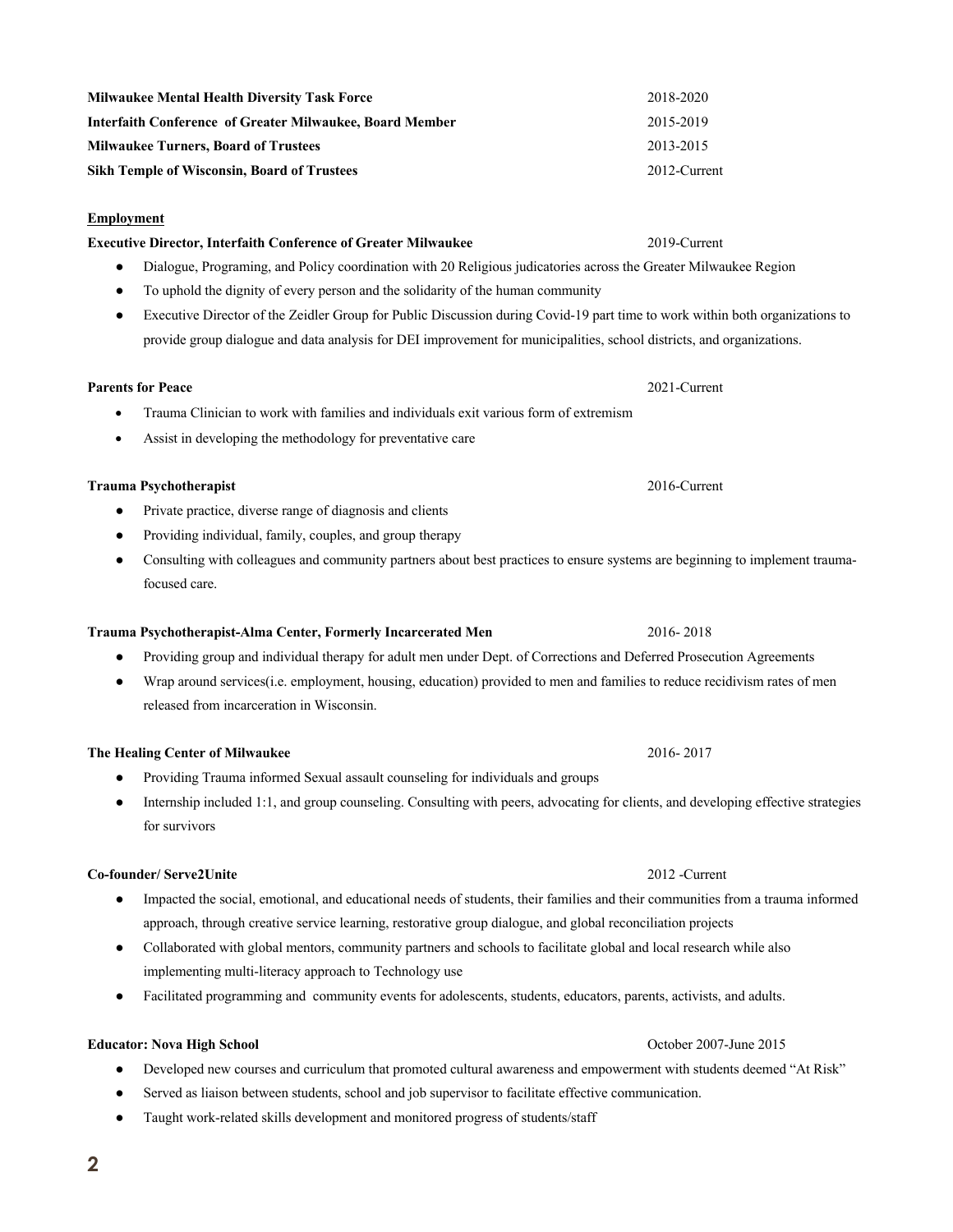**Milwaukee Mental Health Diversity Task Force** 2018-2020
**Interfaith Conference of Greater Milwaukee, Board Member** 2015-2019
**Milwaukee Turners, Board of Trustees** 2013-2015
**Sikh Temple of Wisconsin, Board of Trustees** 2012-Current

## Employment

**Executive Director, Interfaith Conference of Greater Milwaukee** 2019-Current

- Dialogue, Programing, and Policy coordination with 20 Religious judicatories across the Greater Milwaukee Region
- To uphold the dignity of every person and the solidarity of the human community
- Executive Director of the Zeidler Group for Public Discussion during Covid-19 part time to work within both organizations to provide group dialogue and data analysis for DEI improvement for municipalities, school districts, and organizations.

**Parents for Peace** 2021-Current

- Trauma Clinician to work with families and individuals exit various form of extremism
- Assist in developing the methodology for preventative care

**Trauma Psychotherapist** 2016-Current

- Private practice, diverse range of diagnosis and clients
- Providing individual, family, couples, and group therapy
- Consulting with colleagues and community partners about best practices to ensure systems are beginning to implement trauma-focused care.

**Trauma Psychotherapist-Alma Center, Formerly Incarcerated Men** 2016- 2018

- Providing group and individual therapy for adult men under Dept. of Corrections and Deferred Prosecution Agreements
- Wrap around services(i.e. employment, housing, education) provided to men and families to reduce recidivism rates of men released from incarceration in Wisconsin.

**The Healing Center of Milwaukee** 2016- 2017

- Providing Trauma informed Sexual assault counseling for individuals and groups
- Internship included 1:1, and group counseling. Consulting with peers, advocating for clients, and developing effective strategies for survivors

**Co-founder/ Serve2Unite** 2012 -Current

- Impacted the social, emotional, and educational needs of students, their families and their communities from a trauma informed approach, through creative service learning, restorative group dialogue, and global reconciliation projects
- Collaborated with global mentors, community partners and schools to facilitate global and local research while also implementing multi-literacy approach to Technology use
- Facilitated programming and community events for adolescents, students, educators, parents, activists, and adults.

**Educator: Nova High School** October 2007-June 2015

- Developed new courses and curriculum that promoted cultural awareness and empowerment with students deemed "At Risk"
- Served as liaison between students, school and job supervisor to facilitate effective communication.
- Taught work-related skills development and monitored progress of students/staff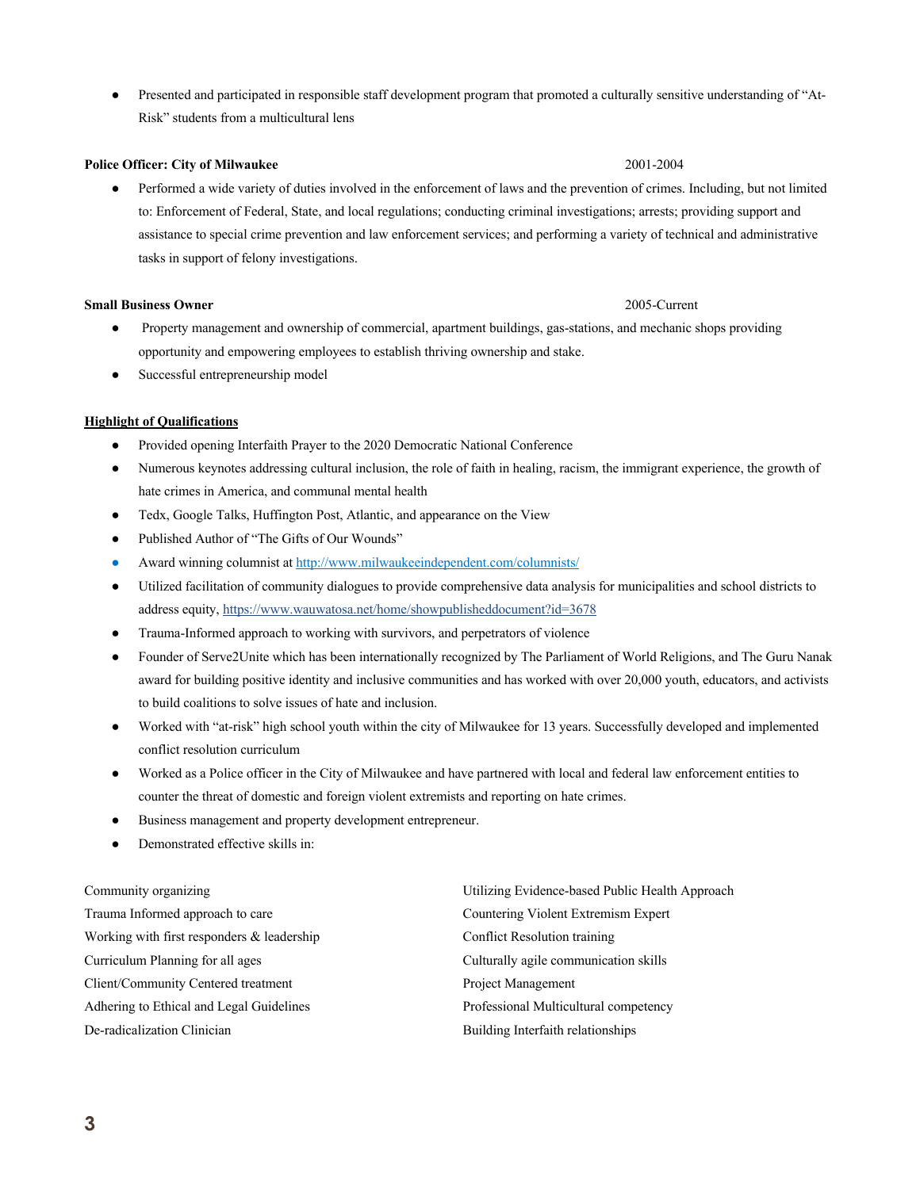- Presented and participated in responsible staff development program that promoted a culturally sensitive understanding of "At-Risk" students from a multicultural lens

**Police Officer: City of Milwaukee** 2001-2004

- Performed a wide variety of duties involved in the enforcement of laws and the prevention of crimes. Including, but not limited to: Enforcement of Federal, State, and local regulations; conducting criminal investigations; arrests; providing support and assistance to special crime prevention and law enforcement services; and performing a variety of technical and administrative tasks in support of felony investigations.

**Small Business Owner** 2005-Current

- Property management and ownership of commercial, apartment buildings, gas-stations, and mechanic shops providing opportunity and empowering employees to establish thriving ownership and stake.
- Successful entrepreneurship model

**Highlight of Qualifications**

- Provided opening Interfaith Prayer to the 2020 Democratic National Conference
- Numerous keynotes addressing cultural inclusion, the role of faith in healing, racism, the immigrant experience, the growth of hate crimes in America, and communal mental health
- Tedx, Google Talks, Huffington Post, Atlantic, and appearance on the View
- Published Author of "The Gifts of Our Wounds"
- Award winning columnist at http://www.milwaukeeindependent.com/columnists/
- Utilized facilitation of community dialogues to provide comprehensive data analysis for municipalities and school districts to address equity, https://www.wauwatosa.net/home/showpublisheddocument?id=3678
- Trauma-Informed approach to working with survivors, and perpetrators of violence
- Founder of Serve2Unite which has been internationally recognized by The Parliament of World Religions, and The Guru Nanak award for building positive identity and inclusive communities and has worked with over 20,000 youth, educators, and activists to build coalitions to solve issues of hate and inclusion.
- Worked with "at-risk" high school youth within the city of Milwaukee for 13 years. Successfully developed and implemented conflict resolution curriculum
- Worked as a Police officer in the City of Milwaukee and have partnered with local and federal law enforcement entities to counter the threat of domestic and foreign violent extremists and reporting on hate crimes.
- Business management and property development entrepreneur.
- Demonstrated effective skills in:

Community organizing
Trauma Informed approach to care
Working with first responders & leadership
Curriculum Planning for all ages
Client/Community Centered treatment
Adhering to Ethical and Legal Guidelines
De-radicalization Clinician
Utilizing Evidence-based Public Health Approach
Countering Violent Extremism Expert
Conflict Resolution training
Culturally agile communication skills
Project Management
Professional Multicultural competency
Building Interfaith relationships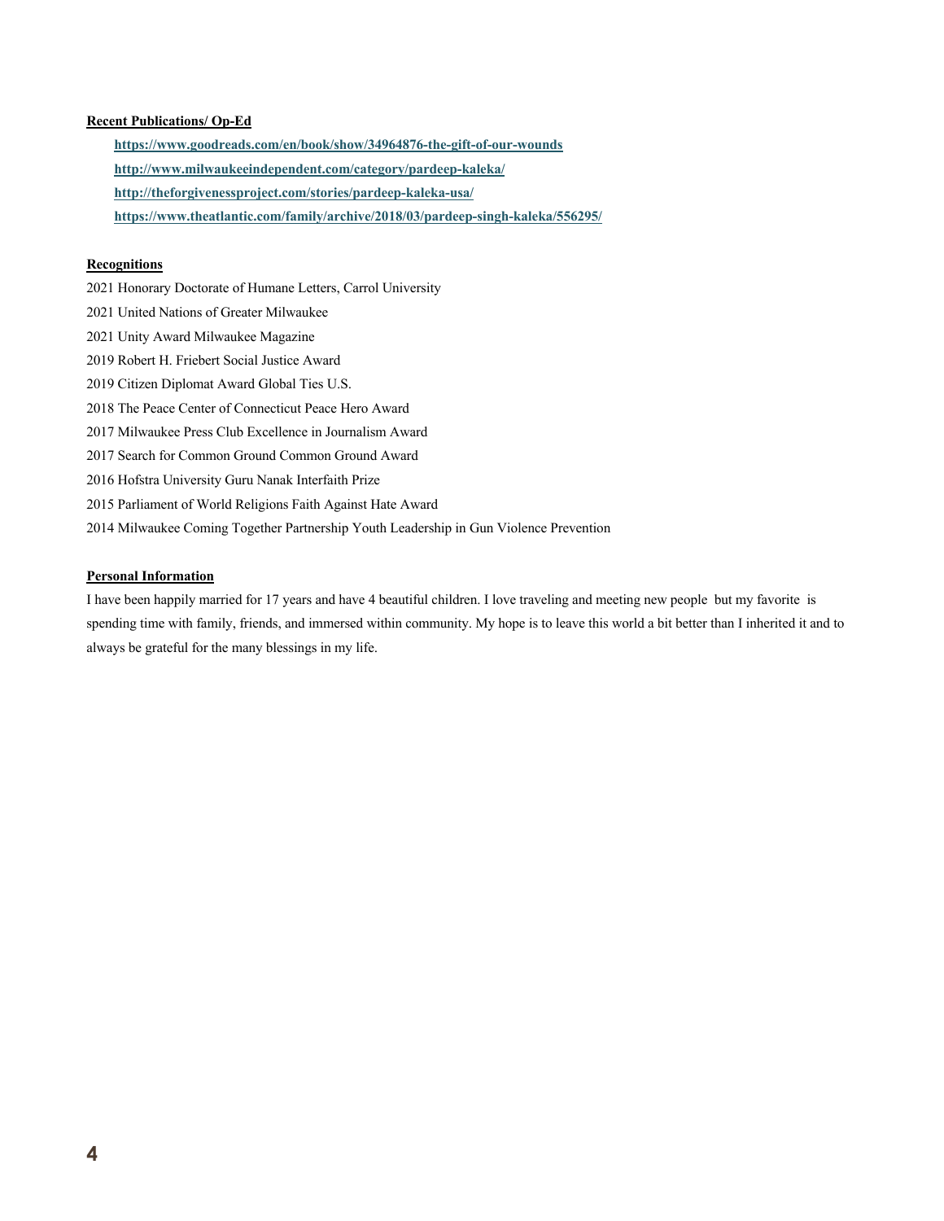**Recent Publications/ Op-Ed**

- **https://www.goodreads.com/en/book/show/34964876-the-gift-of-our-wounds**
- **http://www.milwaukeeindependent.com/category/pardeep-kaleka/**
- **http://theforgivenessproject.com/stories/pardeep-kaleka-usa/**
- **https://www.theatlantic.com/family/archive/2018/03/pardeep-singh-kaleka/556295/**

**Recognitions**

2021 Honorary Doctorate of Humane Letters, Carrol University

2021 United Nations of Greater Milwaukee

2021 Unity Award Milwaukee Magazine

2019 Robert H. Friebert Social Justice Award

2019 Citizen Diplomat Award Global Ties U.S.

2018 The Peace Center of Connecticut Peace Hero Award

2017 Milwaukee Press Club Excellence in Journalism Award

2017 Search for Common Ground Common Ground Award

2016 Hofstra University Guru Nanak Interfaith Prize

2015 Parliament of World Religions Faith Against Hate Award

2014 Milwaukee Coming Together Partnership Youth Leadership in Gun Violence Prevention

**Personal Information**

I have been happily married for 17 years and have 4 beautiful children. I love traveling and meeting new people but my favorite is spending time with family, friends, and immersed within community. My hope is to leave this world a bit better than I inherited it and to always be grateful for the many blessings in my life.